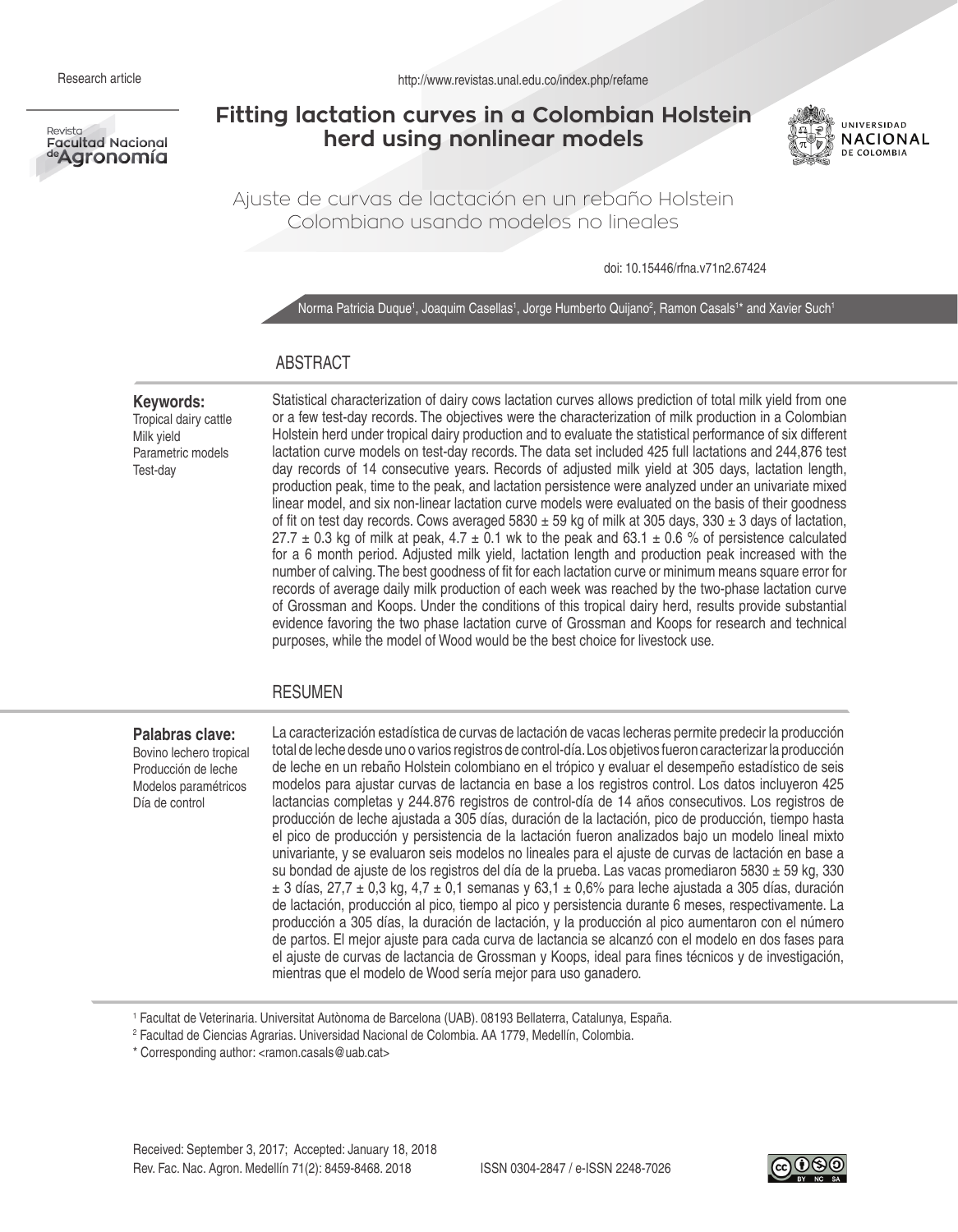Research article

http://www.revistas.unal.edu.co/index.php/refame

# Fitting lactation curves in a Colombian Holstein herd using nonlinear models

## Ajuste de curvas de lactación en un rebaño Holstein Colombiano usando modelos no lineales

doi: 10.15446/rfna.v71n2.67424

Norma Patricia Duque[1], Joaquim Casellas[1], Jorge Humberto Quijano[2], Ramon Casals[1]* and Xavier Such[1]

## ABSTRACT

**Keywords:**
Tropical dairy cattle
Milk yield
Parametric models
Test-day

Statistical characterization of dairy cows lactation curves allows prediction of total milk yield from one or a few test-day records. The objectives were the characterization of milk production in a Colombian Holstein herd under tropical dairy production and to evaluate the statistical performance of six different lactation curve models on test-day records. The data set included 425 full lactations and 244,876 test day records of 14 consecutive years. Records of adjusted milk yield at 305 days, lactation length, production peak, time to the peak, and lactation persistence were analyzed under an univariate mixed linear model, and six non-linear lactation curve models were evaluated on the basis of their goodness of fit on test day records. Cows averaged 5830 ± 59 kg of milk at 305 days, 330 ± 3 days of lactation, 27.7 ± 0.3 kg of milk at peak, 4.7 ± 0.1 wk to the peak and 63.1 ± 0.6 % of persistence calculated for a 6 month period. Adjusted milk yield, lactation length and production peak increased with the number of calving. The best goodness of fit for each lactation curve or minimum means square error for records of average daily milk production of each week was reached by the two-phase lactation curve of Grossman and Koops. Under the conditions of this tropical dairy herd, results provide substantial evidence favoring the two phase lactation curve of Grossman and Koops for research and technical purposes, while the model of Wood would be the best choice for livestock use.

## RESUMEN

**Palabras clave:**
Bovino lechero tropical
Producción de leche
Modelos paramétricos
Día de control

La caracterización estadística de curvas de lactación de vacas lecheras permite predecir la producción total de leche desde uno o varios registros de control-día. Los objetivos fueron caracterizar la producción de leche en un rebaño Holstein colombiano en el trópico y evaluar el desempeño estadístico de seis modelos para ajustar curvas de lactancia en base a los registros control. Los datos incluyeron 425 lactancias completas y 244.876 registros de control-día de 14 años consecutivos. Los registros de producción de leche ajustada a 305 días, duración de la lactación, pico de producción, tiempo hasta el pico de producción y persistencia de la lactación fueron analizados bajo un modelo lineal mixto univariante, y se evaluaron seis modelos no lineales para el ajuste de curvas de lactación en base a su bondad de ajuste de los registros del día de la prueba. Las vacas promediaron 5830 ± 59 kg, 330 ± 3 días, 27,7 ± 0,3 kg, 4,7 ± 0,1 semanas y 63,1 ± 0,6% para leche ajustada a 305 días, duración de lactación, producción al pico, tiempo al pico y persistencia durante 6 meses, respectivamente. La producción a 305 días, la duración de lactación, y la producción al pico aumentaron con el número de partos. El mejor ajuste para cada curva de lactancia se alcanzó con el modelo en dos fases para el ajuste de curvas de lactancia de Grossman y Koops, ideal para fines técnicos y de investigación, mientras que el modelo de Wood sería mejor para uso ganadero.

[1] Facultat de Veterinaria. Universitat Autònoma de Barcelona (UAB). 08193 Bellaterra, Catalunya, España.
[2] Facultad de Ciencias Agrarias. Universidad Nacional de Colombia. AA 1779, Medellín, Colombia.
* Corresponding author: <ramon.casals@uab.cat>

Received: September 3, 2017; Accepted: January 18, 2018

ISSN 0304-2847 / e-ISSN 2248-7026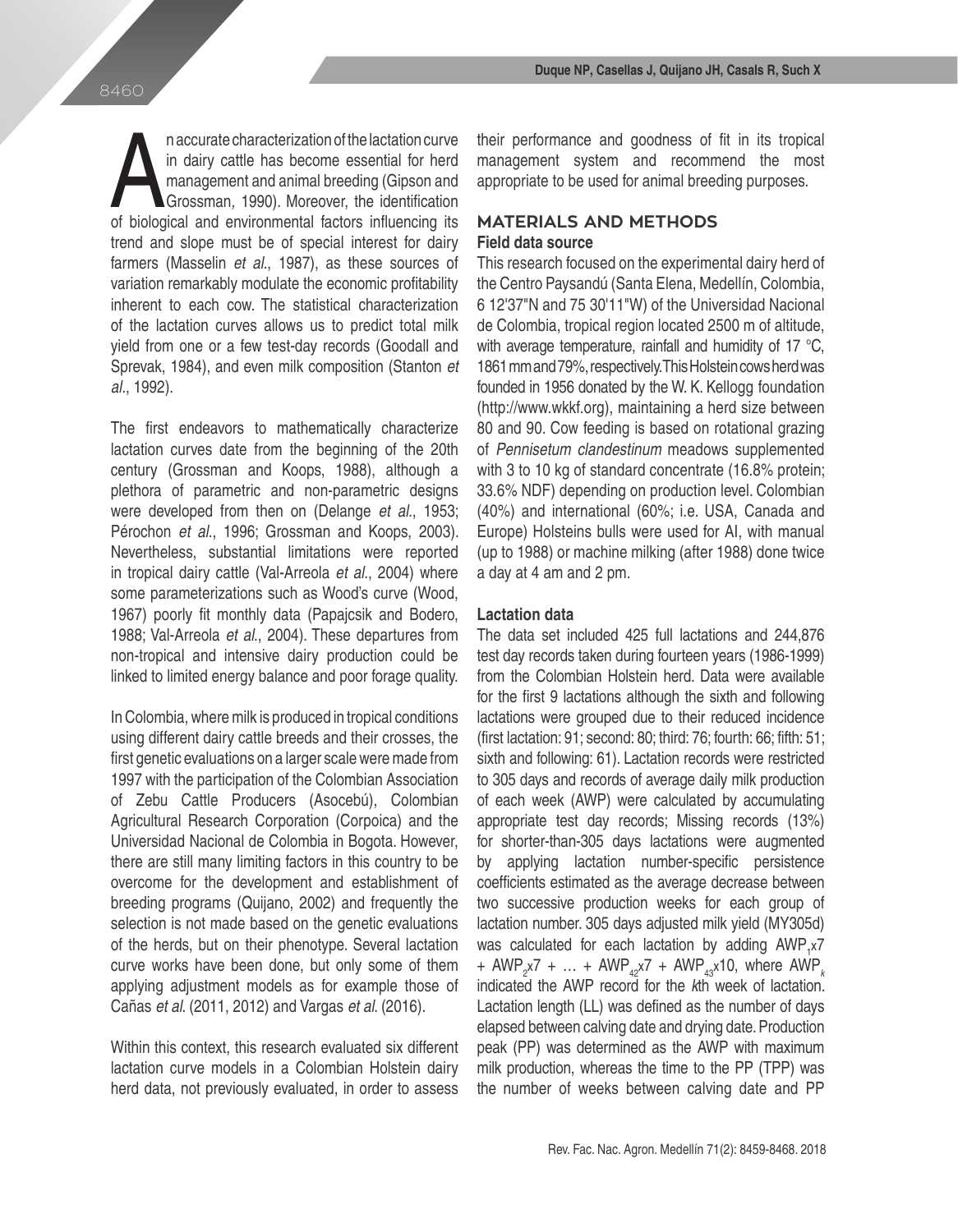An accurate characterization of the lactation curve in dairy cattle has become essential for herd management and animal breeding (Gipson and Grossman, 1990). Moreover, the identification of biological and environmental factors influencing its trend and slope must be of special interest for dairy farmers (Masselin *et al*., 1987), as these sources of variation remarkably modulate the economic profitability inherent to each cow. The statistical characterization of the lactation curves allows us to predict total milk yield from one or a few test-day records (Goodall and Sprevak, 1984), and even milk composition (Stanton *et al*., 1992).

The first endeavors to mathematically characterize lactation curves date from the beginning of the 20th century (Grossman and Koops, 1988), although a plethora of parametric and non-parametric designs were developed from then on (Delange *et al*., 1953; Pérochon *et al*., 1996; Grossman and Koops, 2003). Nevertheless, substantial limitations were reported in tropical dairy cattle (Val-Arreola *et al*., 2004) where some parameterizations such as Wood's curve (Wood, 1967) poorly fit monthly data (Papajcsik and Bodero, 1988; Val-Arreola *et al*., 2004). These departures from non-tropical and intensive dairy production could be linked to limited energy balance and poor forage quality.

In Colombia, where milk is produced in tropical conditions using different dairy cattle breeds and their crosses, the first genetic evaluations on a larger scale were made from 1997 with the participation of the Colombian Association of Zebu Cattle Producers (Asocebú), Colombian Agricultural Research Corporation (Corpoica) and the Universidad Nacional de Colombia in Bogota. However, there are still many limiting factors in this country to be overcome for the development and establishment of breeding programs (Quijano, 2002) and frequently the selection is not made based on the genetic evaluations of the herds, but on their phenotype. Several lactation curve works have been done, but only some of them applying adjustment models as for example those of Cañas *et al*. (2011, 2012) and Vargas *et al*. (2016).

Within this context, this research evaluated six different lactation curve models in a Colombian Holstein dairy herd data, not previously evaluated, in order to assess their performance and goodness of fit in its tropical management system and recommend the most appropriate to be used for animal breeding purposes.

## MATERIALS AND METHODS

### Field data source

This research focused on the experimental dairy herd of the Centro Paysandú (Santa Elena, Medellín, Colombia, 6 12'37"N and 75 30'11"W) of the Universidad Nacional de Colombia, tropical region located 2500 m of altitude, with average temperature, rainfall and humidity of 17 °C, 1861 mm and 79%, respectively. This Holstein cows herd was founded in 1956 donated by the W. K. Kellogg foundation (http://www.wkkf.org), maintaining a herd size between 80 and 90. Cow feeding is based on rotational grazing of *Pennisetum clandestinum* meadows supplemented with 3 to 10 kg of standard concentrate (16.8% protein; 33.6% NDF) depending on production level. Colombian (40%) and international (60%; i.e. USA, Canada and Europe) Holsteins bulls were used for AI, with manual (up to 1988) or machine milking (after 1988) done twice a day at 4 am and 2 pm.

### Lactation data

The data set included 425 full lactations and 244,876 test day records taken during fourteen years (1986-1999) from the Colombian Holstein herd. Data were available for the first 9 lactations although the sixth and following lactations were grouped due to their reduced incidence (first lactation: 91; second: 80; third: 76; fourth: 66; fifth: 51; sixth and following: 61). Lactation records were restricted to 305 days and records of average daily milk production of each week (AWP) were calculated by accumulating appropriate test day records; Missing records (13%) for shorter-than-305 days lactations were augmented by applying lactation number-specific persistence coefficients estimated as the average decrease between two successive production weeks for each group of lactation number. 305 days adjusted milk yield (MY305d) was calculated for each lactation by adding $AWP_1 x7 + AWP_2 x7 + \ldots + AWP_{42} x7 + AWP_{43} x10$, where $AWP_k$ indicated the AWP record for the *k*th week of lactation. Lactation length (LL) was defined as the number of days elapsed between calving date and drying date. Production peak (PP) was determined as the AWP with maximum milk production, whereas the time to the PP (TPP) was the number of weeks between calving date and PP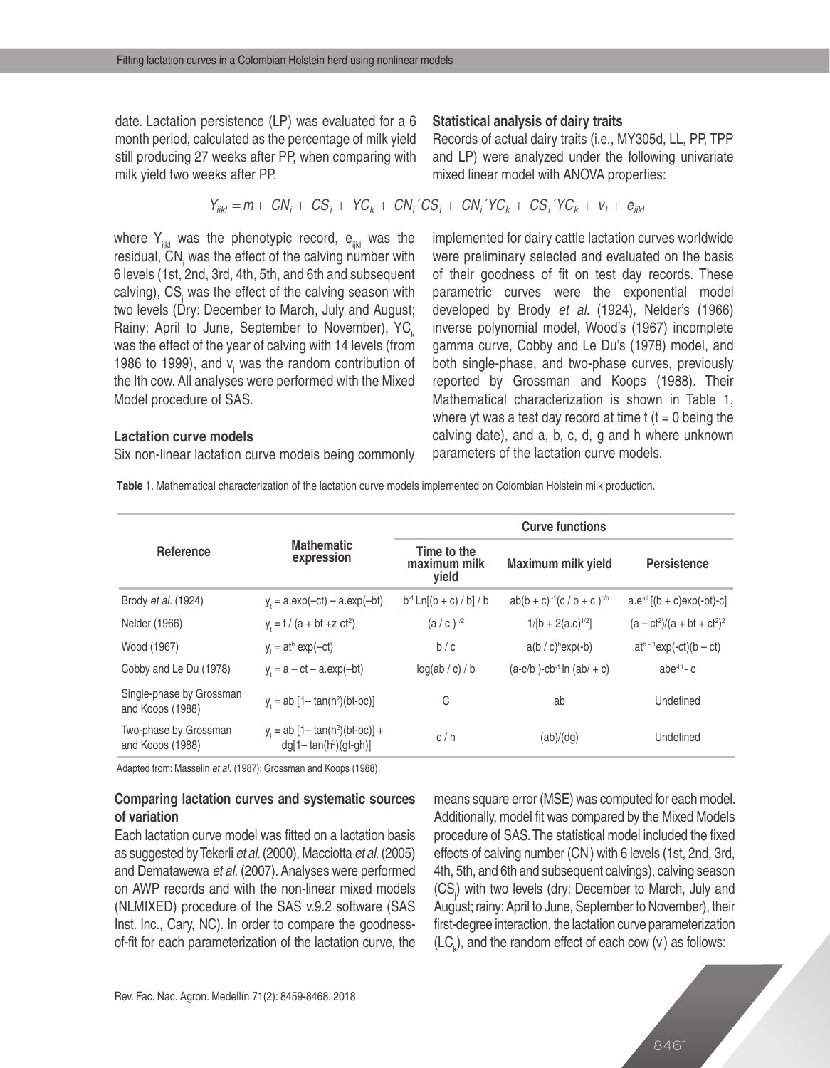date. Lactation persistence (LP) was evaluated for a 6 month period, calculated as the percentage of milk yield still producing 27 weeks after PP, when comparing with milk yield two weeks after PP.

### Statistical analysis of dairy traits

Records of actual dairy traits (i.e., MY305d, LL, PP, TPP and LP) were analyzed under the following univariate mixed linear model with ANOVA properties:

$$Y_{iikl} = m + CN_i + CS_i + YC_k + CN_i{}^{\prime}CS_i + CN_i{}^{\prime}YC_k + CS_i{}^{\prime}YC_k + v_l + e_{iikl}$$

where $Y_{ijkl}$ was the phenotypic record, $e_{ijkl}$ was the residual, $CN_i$ was the effect of the calving number with 6 levels (1st, 2nd, 3rd, 4th, 5th, and 6th and subsequent calving), $CS_j$ was the effect of the calving season with two levels (Dry: December to March, July and August; Rainy: April to June, September to November), $YC_k$ was the effect of the year of calving with 14 levels (from 1986 to 1999), and $v_l$ was the random contribution of the lth cow. All analyses were performed with the Mixed Model procedure of SAS.

### Lactation curve models

Six non-linear lactation curve models being commonly implemented for dairy cattle lactation curves worldwide were preliminary selected and evaluated on the basis of their goodness of fit on test day records. These parametric curves were the exponential model developed by Brody *et al.* (1924), Nelder's (1966) inverse polynomial model, Wood's (1967) incomplete gamma curve, Cobby and Le Du's (1978) model, and both single-phase, and two-phase curves, previously reported by Grossman and Koops (1988). Their Mathematical characterization is shown in Table 1, where yt was a test day record at time t (t = 0 being the calving date), and a, b, c, d, g and h where unknown parameters of the lactation curve models.

**Table 1**. Mathematical characterization of the lactation curve models implemented on Colombian Holstein milk production.

| Reference | Mathematic expression | Curve functions | | |
|---|---|---|---|---|
| | | Time to the maximum milk yield | Maximum milk yield | Persistence |
| Brody *et al.* (1924) | $y_t = a.\exp(-ct) - a.\exp(-bt)$ | $b^{-1}\,\mathrm{Ln}[(b + c) / b] / b$ | $ab(b + c)^{-1}(c / b + c)^{c/b}$ | $a.e^{-ct}[(b + c)\exp(-bt)-c]$ |
| Nelder (1966) | $y_t = t / (a + bt + z\,ct^2)$ | $(a / c)^{1/2}$ | $1/[b + 2(a.c)^{1/2}]$ | $(a - ct^2)/(a + bt + ct^2)^2$ |
| Wood (1967) | $y_t = at^b \exp(-ct)$ | $b / c$ | $a(b / c)^b\exp(-b)$ | $at^{b-1}\exp(-ct)(b - ct)$ |
| Cobby and Le Du (1978) | $y_t = a - ct - a.\exp(-bt)$ | $\log(ab / c) / b$ | $(a\text{-}c/b)\text{-}cb^{-1}\ln(ab/ + c)$ | $abe^{-bt} - c$ |
| Single-phase by Grossman and Koops (1988) | $y_t = ab\,[1- \tan(h^2)(bt\text{-}bc)]$ | C | ab | Undefined |
| Two-phase by Grossman and Koops (1988) | $y_t = ab\,[1- \tan(h^2)(bt\text{-}bc)] + dg[1- \tan(h^2)(gt\text{-}gh)]$ | c / h | (ab)/(dg) | Undefined |

Adapted from: Masselin *et al.* (1987); Grossman and Koops (1988).

### Comparing lactation curves and systematic sources of variation

Each lactation curve model was fitted on a lactation basis as suggested by Tekerli *et al.* (2000), Macciotta *et al.* (2005) and Dematawewa *et al.* (2007). Analyses were performed on AWP records and with the non-linear mixed models (NLMIXED) procedure of the SAS v.9.2 software (SAS Inst. Inc., Cary, NC). In order to compare the goodness-of-fit for each parameterization of the lactation curve, the means square error (MSE) was computed for each model. Additionally, model fit was compared by the Mixed Models procedure of SAS. The statistical model included the fixed effects of calving number ($CN_i$) with 6 levels (1st, 2nd, 3rd, 4th, 5th, and 6th and subsequent calvings), calving season ($CS_j$) with two levels (dry: December to March, July and August; rainy: April to June, September to November), their first-degree interaction, the lactation curve parameterization ($LC_k$), and the random effect of each cow ($v_l$) as follows: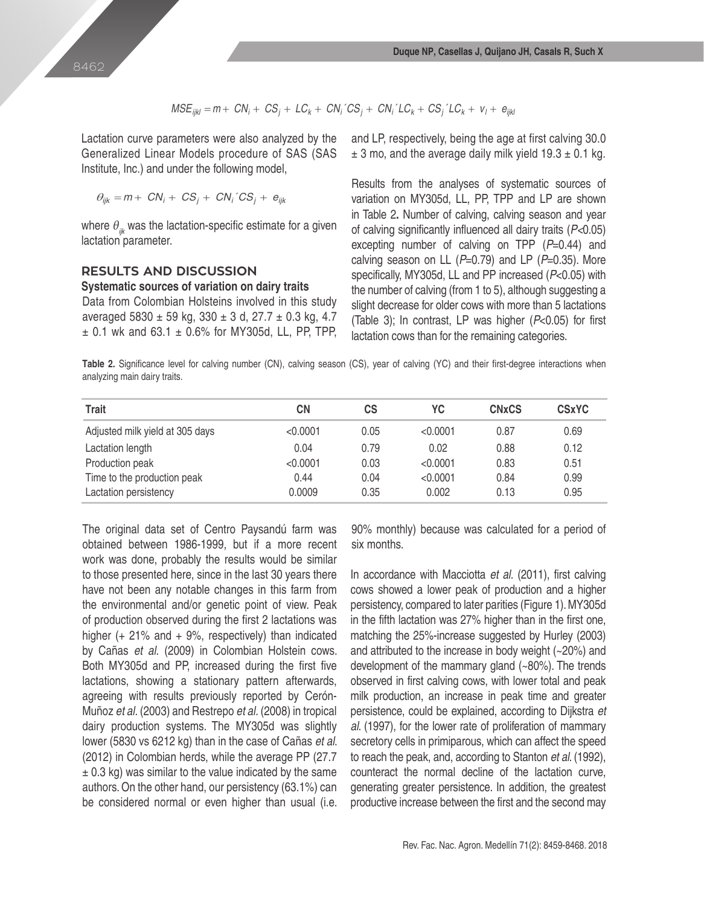$$MSE_{ijkl} = m + CN_i + CS_j + LC_k + CN_i \acute{} CS_j + CN_i \acute{} LC_k + CS_j \acute{} LC_k + v_l + e_{ijkl}$$

Lactation curve parameters were also analyzed by the Generalized Linear Models procedure of SAS (SAS Institute, Inc.) and under the following model,

$$\theta_{ijk} = m + CN_i + CS_j + CN_i \acute{} CS_j + e_{ijk}$$

where $\theta_{ijk}$ was the lactation-specific estimate for a given lactation parameter.

## RESULTS AND DISCUSSION

### Systematic sources of variation on dairy traits

Data from Colombian Holsteins involved in this study averaged 5830 ± 59 kg, 330 ± 3 d, 27.7 ± 0.3 kg, 4.7 ± 0.1 wk and 63.1 ± 0.6% for MY305d, LL, PP, TPP, and LP, respectively, being the age at first calving 30.0 ± 3 mo, and the average daily milk yield 19.3 ± 0.1 kg.

Results from the analyses of systematic sources of variation on MY305d, LL, PP, TPP and LP are shown in Table 2**.** Number of calving, calving season and year of calving significantly influenced all dairy traits ($P$<0.05) excepting number of calving on TPP ($P$=0.44) and calving season on LL ($P$=0.79) and LP ($P$=0.35). More specifically, MY305d, LL and PP increased ($P$<0.05) with the number of calving (from 1 to 5), although suggesting a slight decrease for older cows with more than 5 lactations (Table 3); In contrast, LP was higher ($P$<0.05) for first lactation cows than for the remaining categories.

**Table 2.** Significance level for calving number (CN), calving season (CS), year of calving (YC) and their first-degree interactions when analyzing main dairy traits.

| Trait | CN | CS | YC | CNxCS | CSxYC |
|---|---|---|---|---|---|
| Adjusted milk yield at 305 days | <0.0001 | 0.05 | <0.0001 | 0.87 | 0.69 |
| Lactation length | 0.04 | 0.79 | 0.02 | 0.88 | 0.12 |
| Production peak | <0.0001 | 0.03 | <0.0001 | 0.83 | 0.51 |
| Time to the production peak | 0.44 | 0.04 | <0.0001 | 0.84 | 0.99 |
| Lactation persistency | 0.0009 | 0.35 | 0.002 | 0.13 | 0.95 |

The original data set of Centro Paysandú farm was obtained between 1986-1999, but if a more recent work was done, probably the results would be similar to those presented here, since in the last 30 years there have not been any notable changes in this farm from the environmental and/or genetic point of view. Peak of production observed during the first 2 lactations was higher (+ 21% and + 9%, respectively) than indicated by Cañas *et al.* (2009) in Colombian Holstein cows. Both MY305d and PP, increased during the first five lactations, showing a stationary pattern afterwards, agreeing with results previously reported by Cerón-Muñoz *et al.* (2003) and Restrepo *et al.* (2008) in tropical dairy production systems. The MY305d was slightly lower (5830 vs 6212 kg) than in the case of Cañas *et al.* (2012) in Colombian herds, while the average PP (27.7 ± 0.3 kg) was similar to the value indicated by the same authors. On the other hand, our persistency (63.1%) can be considered normal or even higher than usual (i.e. 90% monthly) because was calculated for a period of six months.

In accordance with Macciotta *et al.* (2011), first calving cows showed a lower peak of production and a higher persistency, compared to later parities (Figure 1). MY305d in the fifth lactation was 27% higher than in the first one, matching the 25%-increase suggested by Hurley (2003) and attributed to the increase in body weight (~20%) and development of the mammary gland (~80%). The trends observed in first calving cows, with lower total and peak milk production, an increase in peak time and greater persistence, could be explained, according to Dijkstra *et al.* (1997), for the lower rate of proliferation of mammary secretory cells in primiparous, which can affect the speed to reach the peak, and, according to Stanton *et al.* (1992), counteract the normal decline of the lactation curve, generating greater persistence. In addition, the greatest productive increase between the first and the second may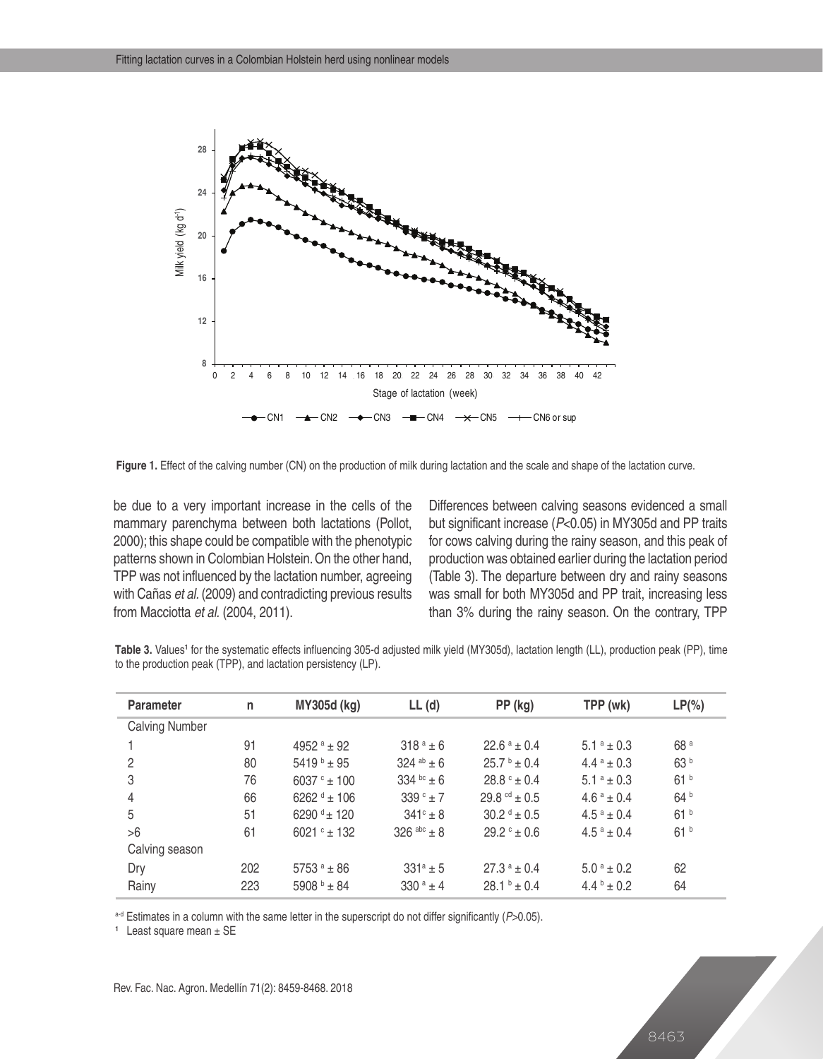**Figure 1.** Effect of the calving number (CN) on the production of milk during lactation and the scale and shape of the lactation curve.

be due to a very important increase in the cells of the mammary parenchyma between both lactations (Pollot, 2000); this shape could be compatible with the phenotypic patterns shown in Colombian Holstein. On the other hand, TPP was not influenced by the lactation number, agreeing with Cañas *et al.* (2009) and contradicting previous results from Macciotta *et al.* (2004, 2011).

Differences between calving seasons evidenced a small but significant increase ($P$<0.05) in MY305d and PP traits for cows calving during the rainy season, and this peak of production was obtained earlier during the lactation period (Table 3). The departure between dry and rainy seasons was small for both MY305d and PP trait, increasing less than 3% during the rainy season. On the contrary, TPP

**Table 3.** Values[1] for the systematic effects influencing 305-d adjusted milk yield (MY305d), lactation length (LL), production peak (PP), time to the production peak (TPP), and lactation persistency (LP).

| Parameter | n | MY305d (kg) | LL (d) | PP (kg) | TPP (wk) | LP(%) |
|---|---|---|---|---|---|---|
| Calving Number | | | | | | |
| 1 | 91 | $4952^{a} \pm 92$ | $318^{a} \pm 6$ | $22.6^{a} \pm 0.4$ | $5.1^{a} \pm 0.3$ | $68^{a}$ |
| 2 | 80 | $5419^{b} \pm 95$ | $324^{ab} \pm 6$ | $25.7^{b} \pm 0.4$ | $4.4^{a} \pm 0.3$ | $63^{b}$ |
| 3 | 76 | $6037^{c} \pm 100$ | $334^{bc} \pm 6$ | $28.8^{c} \pm 0.4$ | $5.1^{a} \pm 0.3$ | $61^{b}$ |
| 4 | 66 | $6262^{d} \pm 106$ | $339^{c} \pm 7$ | $29.8^{cd} \pm 0.5$ | $4.6^{a} \pm 0.4$ | $64^{b}$ |
| 5 | 51 | $6290^{d} \pm 120$ | $341^{c} \pm 8$ | $30.2^{d} \pm 0.5$ | $4.5^{a} \pm 0.4$ | $61^{b}$ |
| >6 | 61 | $6021^{c} \pm 132$ | $326^{abc} \pm 8$ | $29.2^{c} \pm 0.6$ | $4.5^{a} \pm 0.4$ | $61^{b}$ |
| Calving season | | | | | | |
| Dry | 202 | $5753^{a} \pm 86$ | $331^{a} \pm 5$ | $27.3^{a} \pm 0.4$ | $5.0^{a} \pm 0.2$ | 62 |
| Rainy | 223 | $5908^{b} \pm 84$ | $330^{a} \pm 4$ | $28.1^{b} \pm 0.4$ | $4.4^{b} \pm 0.2$ | 64 |

a-d Estimates in a column with the same letter in the superscript do not differ significantly ($P$>0.05).

[1] Least square mean ± SE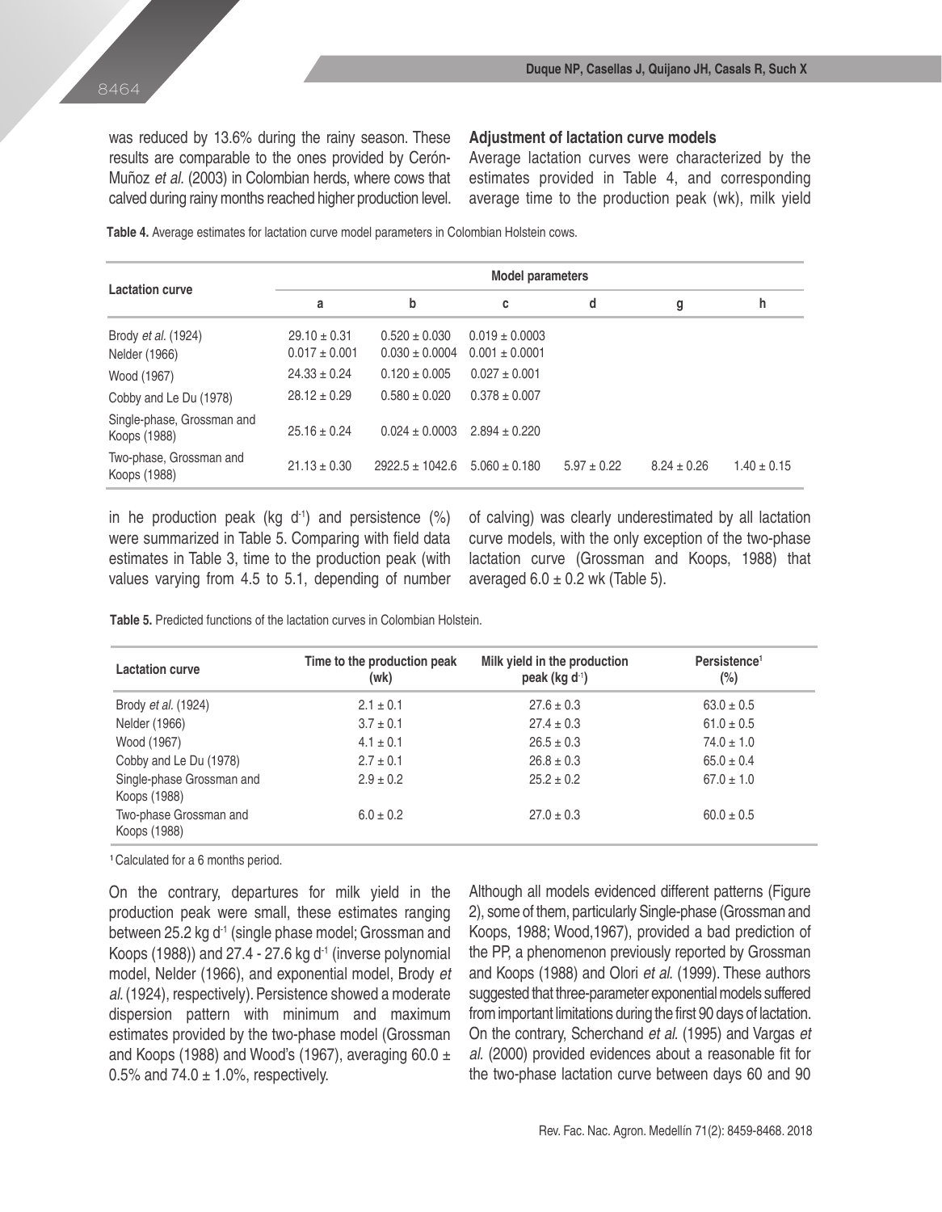was reduced by 13.6% during the rainy season. These results are comparable to the ones provided by Cerón-Muñoz *et al.* (2003) in Colombian herds, where cows that calved during rainy months reached higher production level.

### Adjustment of lactation curve models

Average lactation curves were characterized by the estimates provided in Table 4, and corresponding average time to the production peak (wk), milk yield in he production peak (kg $d^{-1}$) and persistence (%) were summarized in Table 5. Comparing with field data estimates in Table 3, time to the production peak (with values varying from 4.5 to 5.1, depending of number of calving) was clearly underestimated by all lactation curve models, with the only exception of the two-phase lactation curve (Grossman and Koops, 1988) that averaged 6.0 ± 0.2 wk (Table 5).

**Table 4.** Average estimates for lactation curve model parameters in Colombian Holstein cows.

| Lactation curve | Model parameters | | | | | |
|---|---|---|---|---|---|---|
| | a | b | c | d | g | h |
| Brody *et al.* (1924) | 29.10 ± 0.31 | 0.520 ± 0.030 | 0.019 ± 0.0003 | | | |
| Nelder (1966) | 0.017 ± 0.001 | 0.030 ± 0.0004 | 0.001 ± 0.0001 | | | |
| Wood (1967) | 24.33 ± 0.24 | 0.120 ± 0.005 | 0.027 ± 0.001 | | | |
| Cobby and Le Du (1978) | 28.12 ± 0.29 | 0.580 ± 0.020 | 0.378 ± 0.007 | | | |
| Single-phase, Grossman and Koops (1988) | 25.16 ± 0.24 | 0.024 ± 0.0003 | 2.894 ± 0.220 | | | |
| Two-phase, Grossman and Koops (1988) | 21.13 ± 0.30 | 2922.5 ± 1042.6 | 5.060 ± 0.180 | 5.97 ± 0.22 | 8.24 ± 0.26 | 1.40 ± 0.15 |

**Table 5.** Predicted functions of the lactation curves in Colombian Holstein.

| Lactation curve | Time to the production peak (wk) | Milk yield in the production peak (kg $d^{-1}$) | Persistence[1] (%) |
|---|---|---|---|
| Brody *et al.* (1924) | 2.1 ± 0.1 | 27.6 ± 0.3 | 63.0 ± 0.5 |
| Nelder (1966) | 3.7 ± 0.1 | 27.4 ± 0.3 | 61.0 ± 0.5 |
| Wood (1967) | 4.1 ± 0.1 | 26.5 ± 0.3 | 74.0 ± 1.0 |
| Cobby and Le Du (1978) | 2.7 ± 0.1 | 26.8 ± 0.3 | 65.0 ± 0.4 |
| Single-phase Grossman and Koops (1988) | 2.9 ± 0.2 | 25.2 ± 0.2 | 67.0 ± 1.0 |
| Two-phase Grossman and Koops (1988) | 6.0 ± 0.2 | 27.0 ± 0.3 | 60.0 ± 0.5 |

[1] Calculated for a 6 months period.

On the contrary, departures for milk yield in the production peak were small, these estimates ranging between 25.2 kg $d^{-1}$ (single phase model; Grossman and Koops (1988)) and 27.4 - 27.6 kg $d^{-1}$ (inverse polynomial model, Nelder (1966), and exponential model, Brody *et al.* (1924), respectively). Persistence showed a moderate dispersion pattern with minimum and maximum estimates provided by the two-phase model (Grossman and Koops (1988) and Wood's (1967), averaging 60.0 ± 0.5% and 74.0 ± 1.0%, respectively.

Although all models evidenced different patterns (Figure 2), some of them, particularly Single-phase (Grossman and Koops, 1988; Wood,1967), provided a bad prediction of the PP, a phenomenon previously reported by Grossman and Koops (1988) and Olori *et al.* (1999). These authors suggested that three-parameter exponential models suffered from important limitations during the first 90 days of lactation. On the contrary, Scherchand *et al.* (1995) and Vargas *et al.* (2000) provided evidences about a reasonable fit for the two-phase lactation curve between days 60 and 90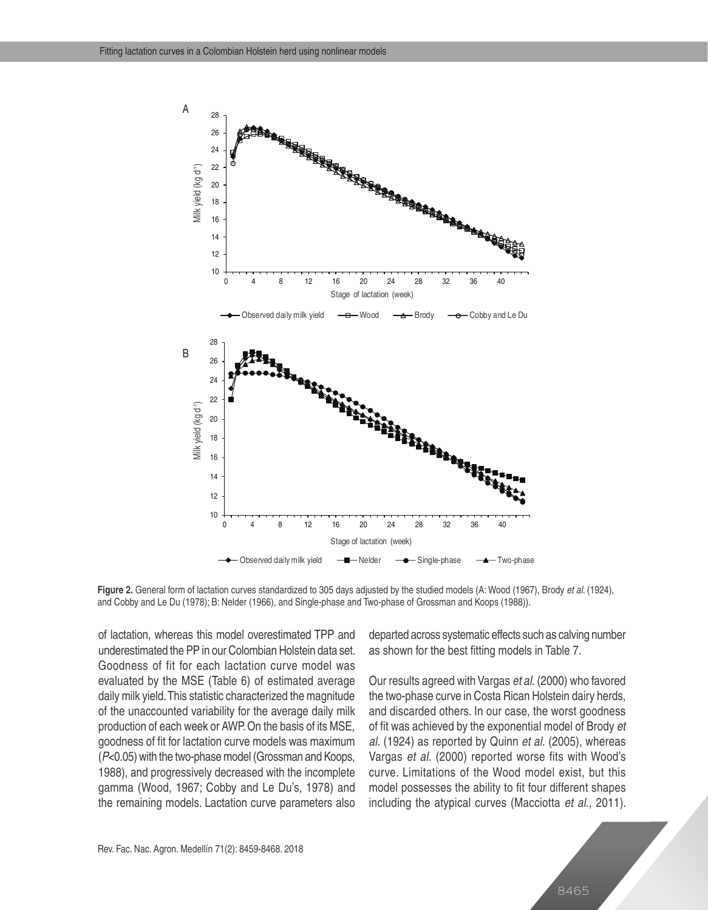**Figure 2.** General form of lactation curves standardized to 305 days adjusted by the studied models (A: Wood (1967), Brody *et al.* (1924), and Cobby and Le Du (1978); B: Nelder (1966), and Single-phase and Two-phase of Grossman and Koops (1988)).

of lactation, whereas this model overestimated TPP and underestimated the PP in our Colombian Holstein data set. Goodness of fit for each lactation curve model was evaluated by the MSE (Table 6) of estimated average daily milk yield. This statistic characterized the magnitude of the unaccounted variability for the average daily milk production of each week or AWP. On the basis of its MSE, goodness of fit for lactation curve models was maximum ($P$<0.05) with the two-phase model (Grossman and Koops, 1988), and progressively decreased with the incomplete gamma (Wood, 1967; Cobby and Le Du's, 1978) and the remaining models. Lactation curve parameters also departed across systematic effects such as calving number as shown for the best fitting models in Table 7.

Our results agreed with Vargas *et al.* (2000) who favored the two-phase curve in Costa Rican Holstein dairy herds, and discarded others. In our case, the worst goodness of fit was achieved by the exponential model of Brody *et al.* (1924) as reported by Quinn *et al.* (2005), whereas Vargas *et al.* (2000) reported worse fits with Wood's curve. Limitations of the Wood model exist, but this model possesses the ability to fit four different shapes including the atypical curves (Macciotta *et al.*, 2011).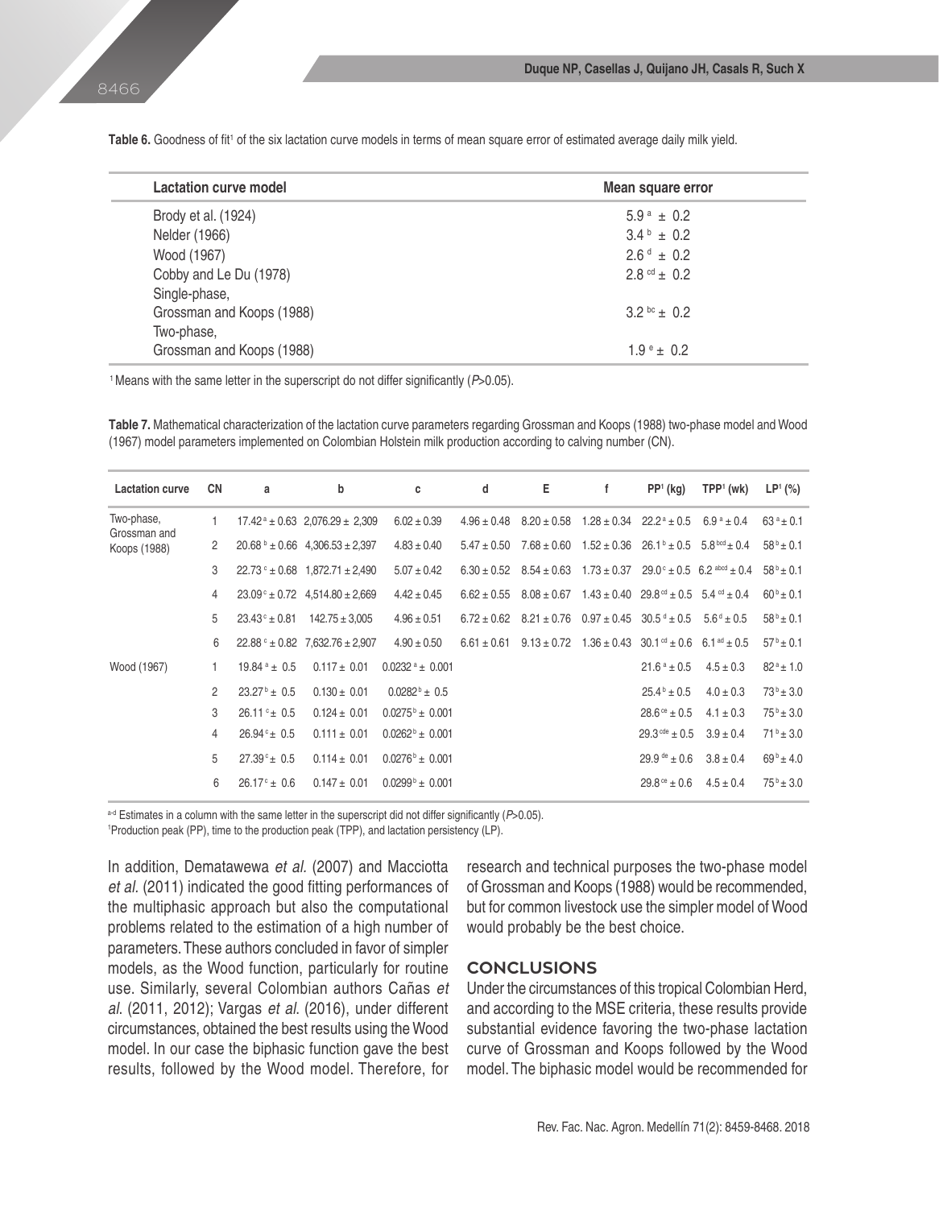**Table 6.** Goodness of fit[1] of the six lactation curve models in terms of mean square error of estimated average daily milk yield.

| Lactation curve model | Mean square error |
|---|---|
| Brody et al. (1924) | $5.9^{a} \pm 0.2$ |
| Nelder (1966) | $3.4^{b} \pm 0.2$ |
| Wood (1967) | $2.6^{d} \pm 0.2$ |
| Cobby and Le Du (1978) | $2.8^{cd} \pm 0.2$ |
| Single-phase, Grossman and Koops (1988) | $3.2^{bc} \pm 0.2$ |
| Two-phase, Grossman and Koops (1988) | $1.9^{e} \pm 0.2$ |

[1] Means with the same letter in the superscript do not differ significantly ($P$>0.05).

**Table 7.** Mathematical characterization of the lactation curve parameters regarding Grossman and Koops (1988) two-phase model and Wood (1967) model parameters implemented on Colombian Holstein milk production according to calving number (CN).

| Lactation curve | CN | a | b | c | d | E | f | PP[1] (kg) | TPP[1] (wk) | LP[1] (%) |
|---|---|---|---|---|---|---|---|---|---|---|
| Two-phase, Grossman and Koops (1988) | 1 | $17.42^{a} \pm 0.63$ | $2,076.29 \pm 2,309$ | $6.02 \pm 0.39$ | $4.96 \pm 0.48$ | $8.20 \pm 0.58$ | $1.28 \pm 0.34$ | $22.2^{a} \pm 0.5$ | $6.9^{a} \pm 0.4$ | $63^{a} \pm 0.1$ |
| | 2 | $20.68^{b} \pm 0.66$ | $4,306.53 \pm 2,397$ | $4.83 \pm 0.40$ | $5.47 \pm 0.50$ | $7.68 \pm 0.60$ | $1.52 \pm 0.36$ | $26.1^{b} \pm 0.5$ | $5.8^{bcd} \pm 0.4$ | $58^{b} \pm 0.1$ |
| | 3 | $22.73^{c} \pm 0.68$ | $1,872.71 \pm 2,490$ | $5.07 \pm 0.42$ | $6.30 \pm 0.52$ | $8.54 \pm 0.63$ | $1.73 \pm 0.37$ | $29.0^{c} \pm 0.5$ | $6.2^{abcd} \pm 0.4$ | $58^{b} \pm 0.1$ |
| | 4 | $23.09^{c} \pm 0.72$ | $4,514.80 \pm 2,669$ | $4.42 \pm 0.45$ | $6.62 \pm 0.55$ | $8.08 \pm 0.67$ | $1.43 \pm 0.40$ | $29.8^{cd} \pm 0.5$ | $5.4^{cd} \pm 0.4$ | $60^{b} \pm 0.1$ |
| | 5 | $23.43^{c} \pm 0.81$ | $142.75 \pm 3,005$ | $4.96 \pm 0.51$ | $6.72 \pm 0.62$ | $8.21 \pm 0.76$ | $0.97 \pm 0.45$ | $30.5^{d} \pm 0.5$ | $5.6^{d} \pm 0.5$ | $58^{b} \pm 0.1$ |
| | 6 | $22.88^{c} \pm 0.82$ | $7,632.76 \pm 2,907$ | $4.90 \pm 0.50$ | $6.61 \pm 0.61$ | $9.13 \pm 0.72$ | $1.36 \pm 0.43$ | $30.1^{cd} \pm 0.6$ | $6.1^{ad} \pm 0.5$ | $57^{b} \pm 0.1$ |
| Wood (1967) | 1 | $19.84^{a} \pm 0.5$ | $0.117 \pm 0.01$ | $0.0232^{a} \pm 0.001$ | | | | $21.6^{a} \pm 0.5$ | $4.5 \pm 0.3$ | $82^{a} \pm 1.0$ |
| | 2 | $23.27^{b} \pm 0.5$ | $0.130 \pm 0.01$ | $0.0282^{b} \pm 0.5$ | | | | $25.4^{b} \pm 0.5$ | $4.0 \pm 0.3$ | $73^{b} \pm 3.0$ |
| | 3 | $26.11^{c} \pm 0.5$ | $0.124 \pm 0.01$ | $0.0275^{b} \pm 0.001$ | | | | $28.6^{ce} \pm 0.5$ | $4.1 \pm 0.3$ | $75^{b} \pm 3.0$ |
| | 4 | $26.94^{c} \pm 0.5$ | $0.111 \pm 0.01$ | $0.0262^{b} \pm 0.001$ | | | | $29.3^{cde} \pm 0.5$ | $3.9 \pm 0.4$ | $71^{b} \pm 3.0$ |
| | 5 | $27.39^{c} \pm 0.5$ | $0.114 \pm 0.01$ | $0.0276^{b} \pm 0.001$ | | | | $29.9^{de} \pm 0.6$ | $3.8 \pm 0.4$ | $69^{b} \pm 4.0$ |
| | 6 | $26.17^{c} \pm 0.6$ | $0.147 \pm 0.01$ | $0.0299^{b} \pm 0.001$ | | | | $29.8^{ce} \pm 0.6$ | $4.5 \pm 0.4$ | $75^{b} \pm 3.0$ |

[a-d] Estimates in a column with the same letter in the superscript did not differ significantly ($P$>0.05).
[1] Production peak (PP), time to the production peak (TPP), and lactation persistency (LP).

In addition, Dematawewa *et al.* (2007) and Macciotta *et al.* (2011) indicated the good fitting performances of the multiphasic approach but also the computational problems related to the estimation of a high number of parameters. These authors concluded in favor of simpler models, as the Wood function, particularly for routine use. Similarly, several Colombian authors Cañas *et al*. (2011, 2012); Vargas *et al*. (2016), under different circumstances, obtained the best results using the Wood model. In our case the biphasic function gave the best results, followed by the Wood model. Therefore, for research and technical purposes the two-phase model of Grossman and Koops (1988) would be recommended, but for common livestock use the simpler model of Wood would probably be the best choice.

## CONCLUSIONS

Under the circumstances of this tropical Colombian Herd, and according to the MSE criteria, these results provide substantial evidence favoring the two-phase lactation curve of Grossman and Koops followed by the Wood model. The biphasic model would be recommended for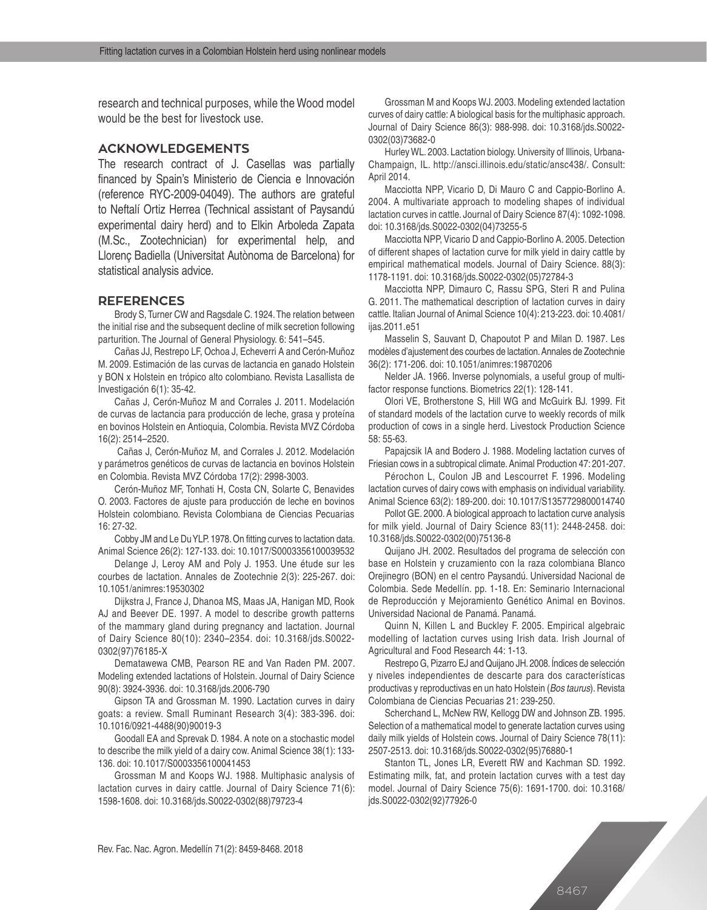research and technical purposes, while the Wood model would be the best for livestock use.

## ACKNOWLEDGEMENTS

The research contract of J. Casellas was partially financed by Spain's Ministerio de Ciencia e Innovación (reference RYC-2009-04049). The authors are grateful to Neftalí Ortiz Herrea (Technical assistant of Paysandú experimental dairy herd) and to Elkin Arboleda Zapata (M.Sc., Zootechnician) for experimental help, and Llorenç Badiella (Universitat Autònoma de Barcelona) for statistical analysis advice.

## REFERENCES

Brody S, Turner CW and Ragsdale C. 1924. The relation between the initial rise and the subsequent decline of milk secretion following parturition. The Journal of General Physiology. 6: 541–545.

Cañas JJ, Restrepo LF, Ochoa J, Echeverri A and Cerón-Muñoz M. 2009. Estimación de las curvas de lactancia en ganado Holstein y BON x Holstein en trópico alto colombiano. Revista Lasallista de Investigación 6(1): 35-42.

Cañas J, Cerón-Muñoz M and Corrales J. 2011. Modelación de curvas de lactancia para producción de leche, grasa y proteína en bovinos Holstein en Antioquia, Colombia. Revista MVZ Córdoba 16(2): 2514–2520.

Cañas J, Cerón-Muñoz M, and Corrales J. 2012. Modelación y parámetros genéticos de curvas de lactancia en bovinos Holstein en Colombia. Revista MVZ Córdoba 17(2): 2998-3003.

Cerón-Muñoz MF, Tonhati H, Costa CN, Solarte C, Benavides O. 2003. Factores de ajuste para producción de leche en bovinos Holstein colombiano. Revista Colombiana de Ciencias Pecuarias 16: 27-32.

Cobby JM and Le Du YLP. 1978. On fitting curves to lactation data. Animal Science 26(2): 127-133. doi: 10.1017/S0003356100039532

Delange J, Leroy AM and Poly J. 1953. Une étude sur les courbes de lactation. Annales de Zootechnie 2(3): 225-267. doi: 10.1051/animres:19530302

Dijkstra J, France J, Dhanoa MS, Maas JA, Hanigan MD, Rook AJ and Beever DE. 1997. A model to describe growth patterns of the mammary gland during pregnancy and lactation. Journal of Dairy Science 80(10): 2340–2354. doi: 10.3168/jds.S0022-0302(97)76185-X

Dematawewa CMB, Pearson RE and Van Raden PM. 2007. Modeling extended lactations of Holstein. Journal of Dairy Science 90(8): 3924-3936. doi: 10.3168/jds.2006-790

Gipson TA and Grossman M. 1990. Lactation curves in dairy goats: a review. Small Ruminant Research 3(4): 383-396. doi: 10.1016/0921-4488(90)90019-3

Goodall EA and Sprevak D. 1984. A note on a stochastic model to describe the milk yield of a dairy cow. Animal Science 38(1): 133-136. doi: 10.1017/S0003356100041453

Grossman M and Koops WJ. 1988. Multiphasic analysis of lactation curves in dairy cattle. Journal of Dairy Science 71(6): 1598-1608. doi: 10.3168/jds.S0022-0302(88)79723-4

Grossman M and Koops WJ. 2003. Modeling extended lactation curves of dairy cattle: A biological basis for the multiphasic approach. Journal of Dairy Science 86(3): 988-998. doi: 10.3168/jds.S0022-0302(03)73682-0

Hurley WL. 2003. Lactation biology. University of Illinois, Urbana-Champaign, IL. http://ansci.illinois.edu/static/ansc438/. Consult: April 2014.

Macciotta NPP, Vicario D, Di Mauro C and Cappio-Borlino A. 2004. A multivariate approach to modeling shapes of individual lactation curves in cattle. Journal of Dairy Science 87(4): 1092-1098. doi: 10.3168/jds.S0022-0302(04)73255-5

Macciotta NPP, Vicario D and Cappio-Borlino A. 2005. Detection of different shapes of lactation curve for milk yield in dairy cattle by empirical mathematical models. Journal of Dairy Science. 88(3): 1178-1191. doi: 10.3168/jds.S0022-0302(05)72784-3

Macciotta NPP, Dimauro C, Rassu SPG, Steri R and Pulina G. 2011. The mathematical description of lactation curves in dairy cattle. Italian Journal of Animal Science 10(4): 213-223. doi: 10.4081/ijas.2011.e51

Masselin S, Sauvant D, Chapoutot P and Milan D. 1987. Les modèles d'ajustement des courbes de lactation. Annales de Zootechnie 36(2): 171-206. doi: 10.1051/animres:19870206

Nelder JA. 1966. Inverse polynomials, a useful group of multi-factor response functions. Biometrics 22(1): 128-141.

Olori VE, Brotherstone S, Hill WG and McGuirk BJ. 1999. Fit of standard models of the lactation curve to weekly records of milk production of cows in a single herd. Livestock Production Science 58: 55-63.

Papajcsik IA and Bodero J. 1988. Modeling lactation curves of Friesian cows in a subtropical climate. Animal Production 47: 201-207.

Pérochon L, Coulon JB and Lescourret F. 1996. Modeling lactation curves of dairy cows with emphasis on individual variability. Animal Science 63(2): 189-200. doi: 10.1017/S1357729800014740

Pollot GE. 2000. A biological approach to lactation curve analysis for milk yield. Journal of Dairy Science 83(11): 2448-2458. doi: 10.3168/jds.S0022-0302(00)75136-8

Quijano JH. 2002. Resultados del programa de selección con base en Holstein y cruzamiento con la raza colombiana Blanco Orejinegro (BON) en el centro Paysandú. Universidad Nacional de Colombia. Sede Medellín. pp. 1-18. En: Seminario Internacional de Reproducción y Mejoramiento Genético Animal en Bovinos. Universidad Nacional de Panamá. Panamá.

Quinn N, Killen L and Buckley F. 2005. Empirical algebraic modelling of lactation curves using Irish data. Irish Journal of Agricultural and Food Research 44: 1-13.

Restrepo G, Pizarro EJ and Quijano JH. 2008. Índices de selección y niveles independientes de descarte para dos características productivas y reproductivas en un hato Holstein (*Bos taurus*). Revista Colombiana de Ciencias Pecuarias 21: 239-250.

Scherchand L, McNew RW, Kellogg DW and Johnson ZB. 1995. Selection of a mathematical model to generate lactation curves using daily milk yields of Holstein cows. Journal of Dairy Science 78(11): 2507-2513. doi: 10.3168/jds.S0022-0302(95)76880-1

Stanton TL, Jones LR, Everett RW and Kachman SD. 1992. Estimating milk, fat, and protein lactation curves with a test day model. Journal of Dairy Science 75(6): 1691-1700. doi: 10.3168/jds.S0022-0302(92)77926-0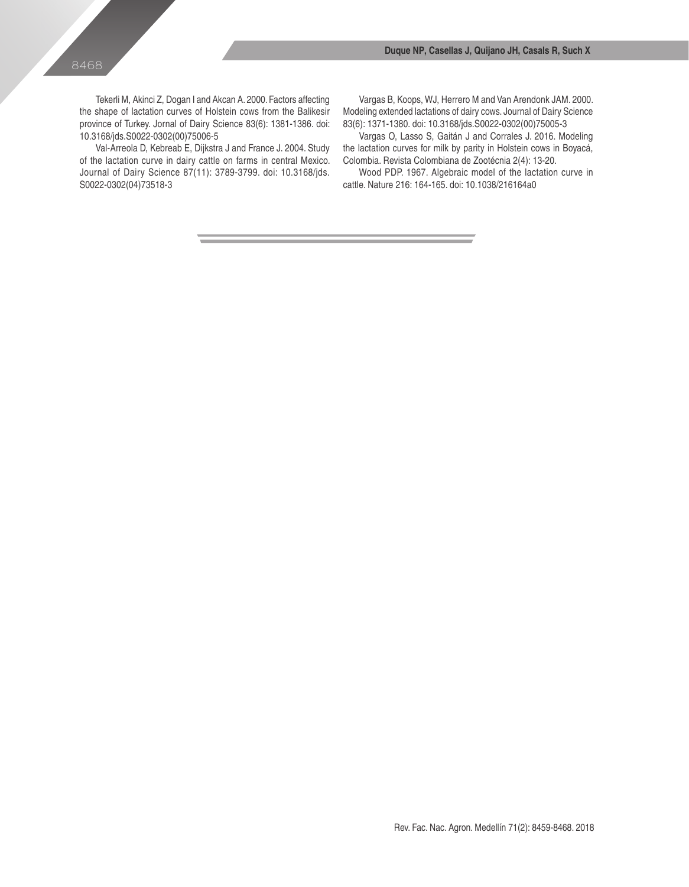Tekerli M, Akinci Z, Dogan I and Akcan A. 2000. Factors affecting the shape of lactation curves of Holstein cows from the Balikesir province of Turkey. Jornal of Dairy Science 83(6): 1381-1386. doi: 10.3168/jds.S0022-0302(00)75006-5

Val-Arreola D, Kebreab E, Dijkstra J and France J. 2004. Study of the lactation curve in dairy cattle on farms in central Mexico. Journal of Dairy Science 87(11): 3789-3799. doi: 10.3168/jds.S0022-0302(04)73518-3

Vargas B, Koops, WJ, Herrero M and Van Arendonk JAM. 2000. Modeling extended lactations of dairy cows. Journal of Dairy Science 83(6): 1371-1380. doi: 10.3168/jds.S0022-0302(00)75005-3

Vargas O, Lasso S, Gaitán J and Corrales J. 2016. Modeling the lactation curves for milk by parity in Holstein cows in Boyacá, Colombia. Revista Colombiana de Zootécnia 2(4): 13-20.

Wood PDP. 1967. Algebraic model of the lactation curve in cattle. Nature 216: 164-165. doi: 10.1038/216164a0